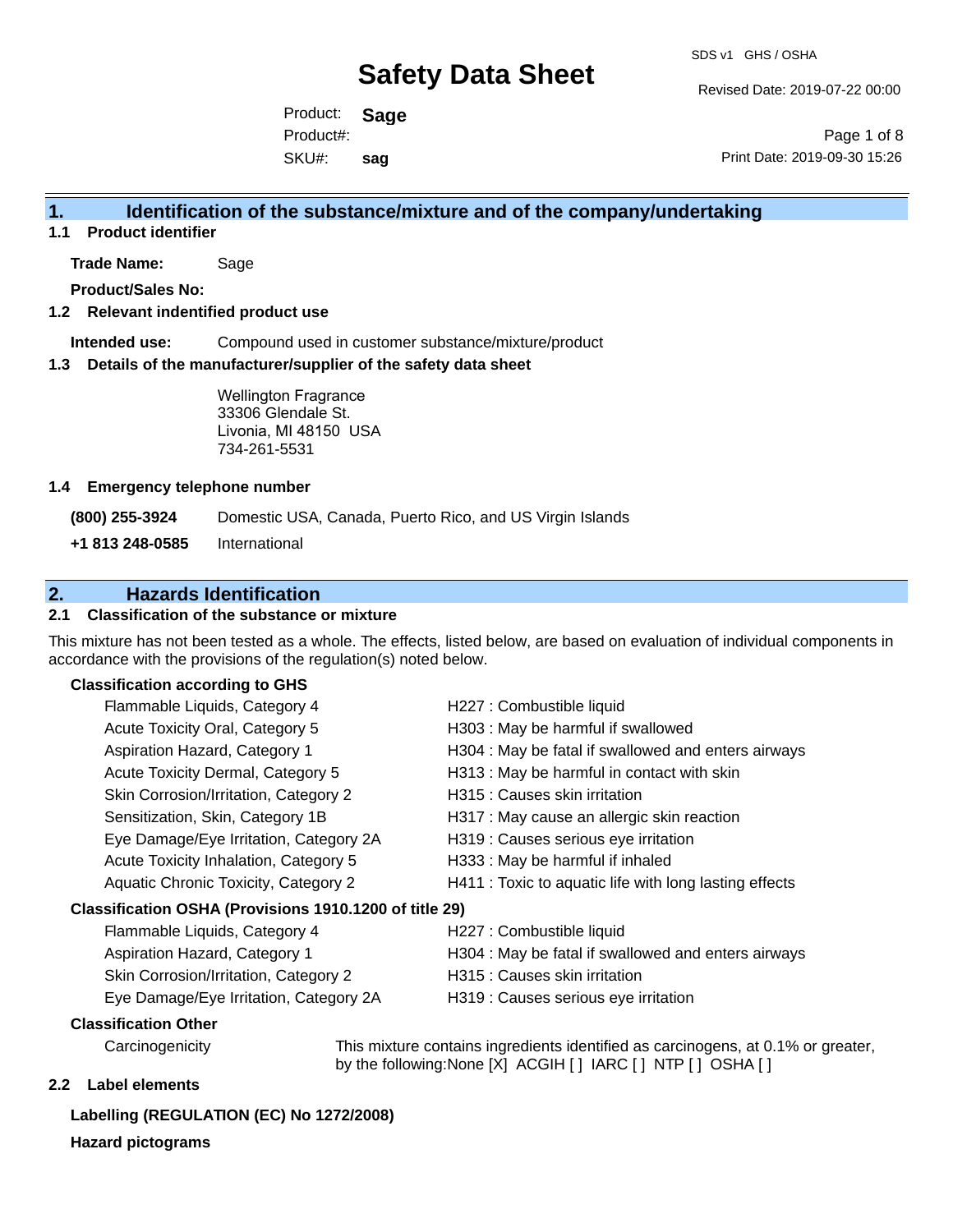# Safety Data Sheet

SDS v1 GHS / OSHA

Revised Date: 2019-07-22 00:00

Product: **Sage**
Product#:
SKU#: **sag**

Print Date: 2019-09-30 15:26

## 1. Identification of the substance/mixture and of the company/undertaking

### 1.1 Product identifier

**Trade Name:** Sage

**Product/Sales No:**

### 1.2 Relevant identified product use

**Intended use:** Compound used in customer substance/mixture/product

### 1.3 Details of the manufacturer/supplier of the safety data sheet

Wellington Fragrance
33306 Glendale St.
Livonia, MI 48150 USA
734-261-5531

### 1.4 Emergency telephone number

**(800) 255-3924** Domestic USA, Canada, Puerto Rico, and US Virgin Islands

**+1 813 248-0585** International

## 2. Hazards Identification

### 2.1 Classification of the substance or mixture

This mixture has not been tested as a whole. The effects, listed below, are based on evaluation of individual components in accordance with the provisions of the regulation(s) noted below.

**Classification according to GHS**

| Classification | Hazard statement |
|---|---|
| Flammable Liquids, Category 4 | H227 : Combustible liquid |
| Acute Toxicity Oral, Category 5 | H303 : May be harmful if swallowed |
| Aspiration Hazard, Category 1 | H304 : May be fatal if swallowed and enters airways |
| Acute Toxicity Dermal, Category 5 | H313 : May be harmful in contact with skin |
| Skin Corrosion/Irritation, Category 2 | H315 : Causes skin irritation |
| Sensitization, Skin, Category 1B | H317 : May cause an allergic skin reaction |
| Eye Damage/Eye Irritation, Category 2A | H319 : Causes serious eye irritation |
| Acute Toxicity Inhalation, Category 5 | H333 : May be harmful if inhaled |
| Aquatic Chronic Toxicity, Category 2 | H411 : Toxic to aquatic life with long lasting effects |

**Classification OSHA (Provisions 1910.1200 of title 29)**

| Classification | Hazard statement |
|---|---|
| Flammable Liquids, Category 4 | H227 : Combustible liquid |
| Aspiration Hazard, Category 1 | H304 : May be fatal if swallowed and enters airways |
| Skin Corrosion/Irritation, Category 2 | H315 : Causes skin irritation |
| Eye Damage/Eye Irritation, Category 2A | H319 : Causes serious eye irritation |

**Classification Other**

Carcinogenicity: This mixture contains ingredients identified as carcinogens, at 0.1% or greater, by the following:None [X] ACGIH [ ] IARC [ ] NTP [ ] OSHA [ ]

### 2.2 Label elements

**Labelling (REGULATION (EC) No 1272/2008)**

**Hazard pictograms**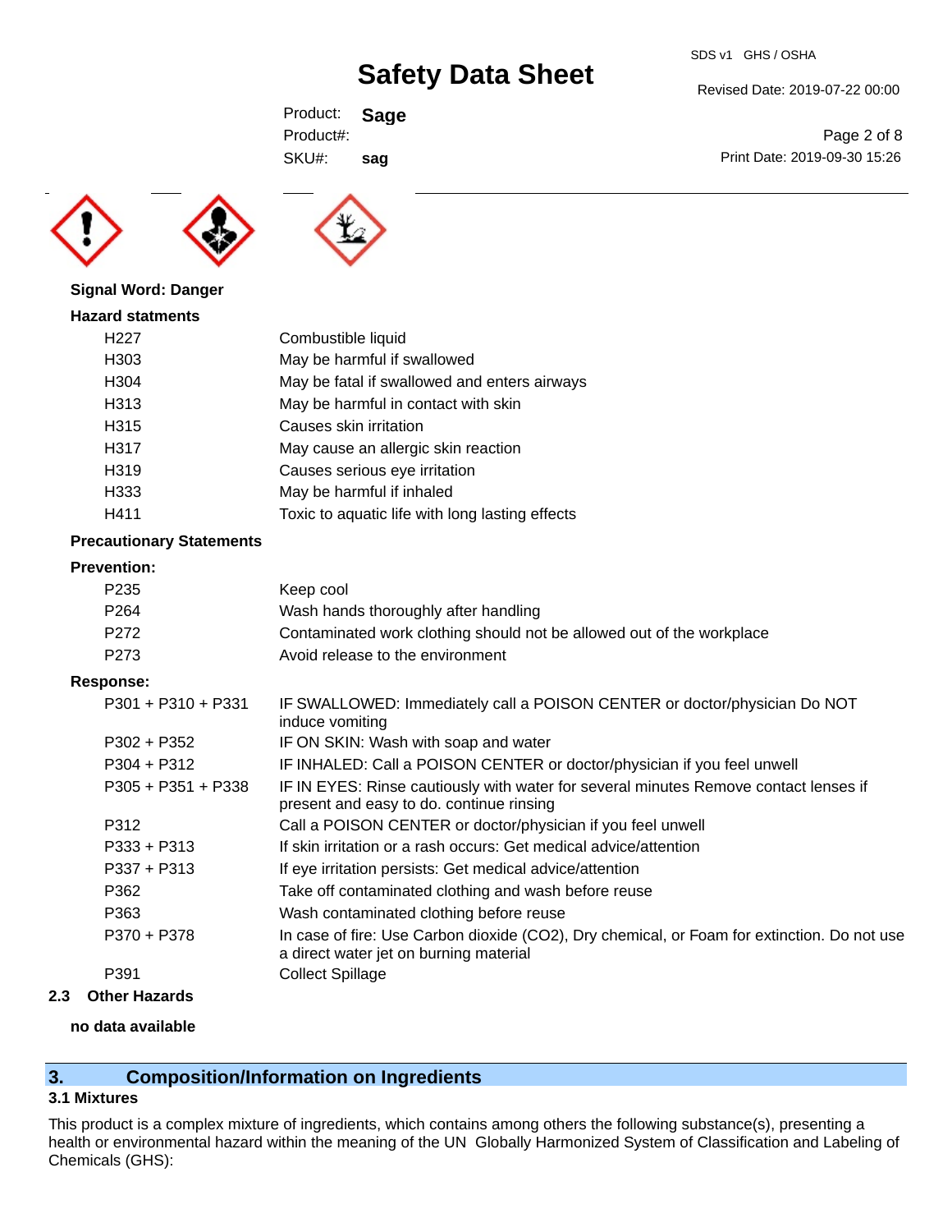**Signal Word: Danger**

**Hazard statments**

| | |
|---|---|
| H227 | Combustible liquid |
| H303 | May be harmful if swallowed |
| H304 | May be fatal if swallowed and enters airways |
| H313 | May be harmful in contact with skin |
| H315 | Causes skin irritation |
| H317 | May cause an allergic skin reaction |
| H319 | Causes serious eye irritation |
| H333 | May be harmful if inhaled |
| H411 | Toxic to aquatic life with long lasting effects |

**Precautionary Statements**

**Prevention:**

| | |
|---|---|
| P235 | Keep cool |
| P264 | Wash hands thoroughly after handling |
| P272 | Contaminated work clothing should not be allowed out of the workplace |
| P273 | Avoid release to the environment |

**Response:**

| | |
|---|---|
| P301 + P310 + P331 | IF SWALLOWED: Immediately call a POISON CENTER or doctor/physician Do NOT induce vomiting |
| P302 + P352 | IF ON SKIN: Wash with soap and water |
| P304 + P312 | IF INHALED: Call a POISON CENTER or doctor/physician if you feel unwell |
| P305 + P351 + P338 | IF IN EYES: Rinse cautiously with water for several minutes Remove contact lenses if present and easy to do. continue rinsing |
| P312 | Call a POISON CENTER or doctor/physician if you feel unwell |
| P333 + P313 | If skin irritation or a rash occurs: Get medical advice/attention |
| P337 + P313 | If eye irritation persists: Get medical advice/attention |
| P362 | Take off contaminated clothing and wash before reuse |
| P363 | Wash contaminated clothing before reuse |
| P370 + P378 | In case of fire: Use Carbon dioxide ($CO_2$), Dry chemical, or Foam for extinction. Do not use a direct water jet on burning material |
| P391 | Collect Spillage |

### 2.3 Other Hazards

**no data available**

## 3. Composition/Information on Ingredients

### 3.1 Mixtures

This product is a complex mixture of ingredients, which contains among others the following substance(s), presenting a health or environmental hazard within the meaning of the UN Globally Harmonized System of Classification and Labeling of Chemicals (GHS):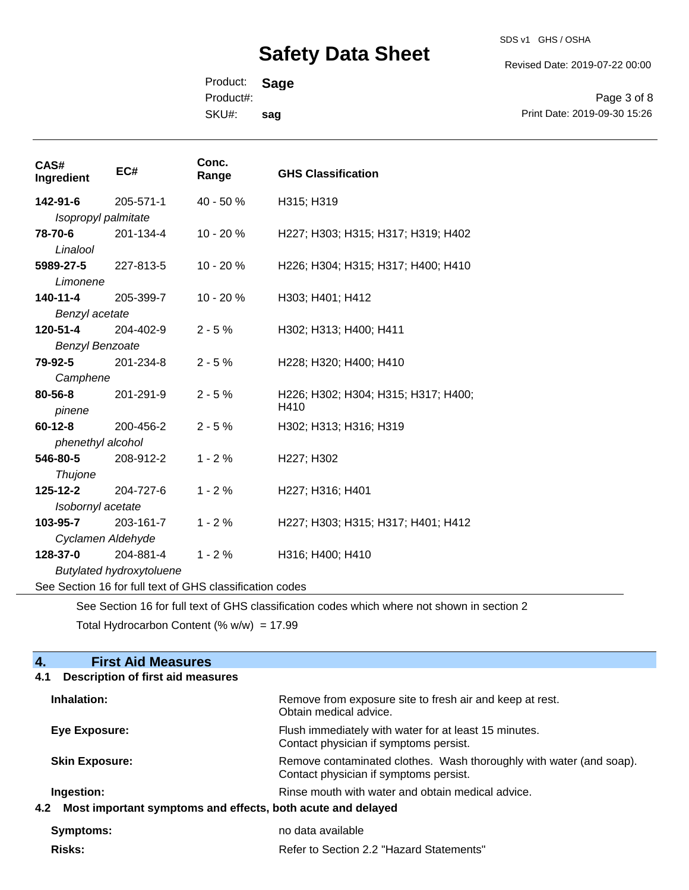| CAS# Ingredient | EC# | Conc. Range | GHS Classification |
|---|---|---|---|
| **142-91-6** *Isopropyl palmitate* | 205-571-1 | 40 - 50 % | H315; H319 |
| **78-70-6** *Linalool* | 201-134-4 | 10 - 20 % | H227; H303; H315; H317; H319; H402 |
| **5989-27-5** *Limonene* | 227-813-5 | 10 - 20 % | H226; H304; H315; H317; H400; H410 |
| **140-11-4** *Benzyl acetate* | 205-399-7 | 10 - 20 % | H303; H401; H412 |
| **120-51-4** *Benzyl Benzoate* | 204-402-9 | 2 - 5 % | H302; H313; H400; H411 |
| **79-92-5** *Camphene* | 201-234-8 | 2 - 5 % | H228; H320; H400; H410 |
| **80-56-8** *pinene* | 201-291-9 | 2 - 5 % | H226; H302; H304; H315; H317; H400; H410 |
| **60-12-8** *phenethyl alcohol* | 200-456-2 | 2 - 5 % | H302; H313; H316; H319 |
| **546-80-5** *Thujone* | 208-912-2 | 1 - 2 % | H227; H302 |
| **125-12-2** *Isobornyl acetate* | 204-727-6 | 1 - 2 % | H227; H316; H401 |
| **103-95-7** *Cyclamen Aldehyde* | 203-161-7 | 1 - 2 % | H227; H303; H315; H317; H401; H412 |
| **128-37-0** *Butylated hydroxytoluene* | 204-881-4 | 1 - 2 % | H316; H400; H410 |

See Section 16 for full text of GHS classification codes

See Section 16 for full text of GHS classification codes which where not shown in section 2

Total Hydrocarbon Content (% w/w) = 17.99

## 4. First Aid Measures

### 4.1 Description of first aid measures

**Inhalation:** Remove from exposure site to fresh air and keep at rest. Obtain medical advice.

**Eye Exposure:** Flush immediately with water for at least 15 minutes. Contact physician if symptoms persist.

**Skin Exposure:** Remove contaminated clothes. Wash thoroughly with water (and soap). Contact physician if symptoms persist.

**Ingestion:** Rinse mouth with water and obtain medical advice.

### 4.2 Most important symptoms and effects, both acute and delayed

**Symptoms:** no data available

**Risks:** Refer to Section 2.2 "Hazard Statements"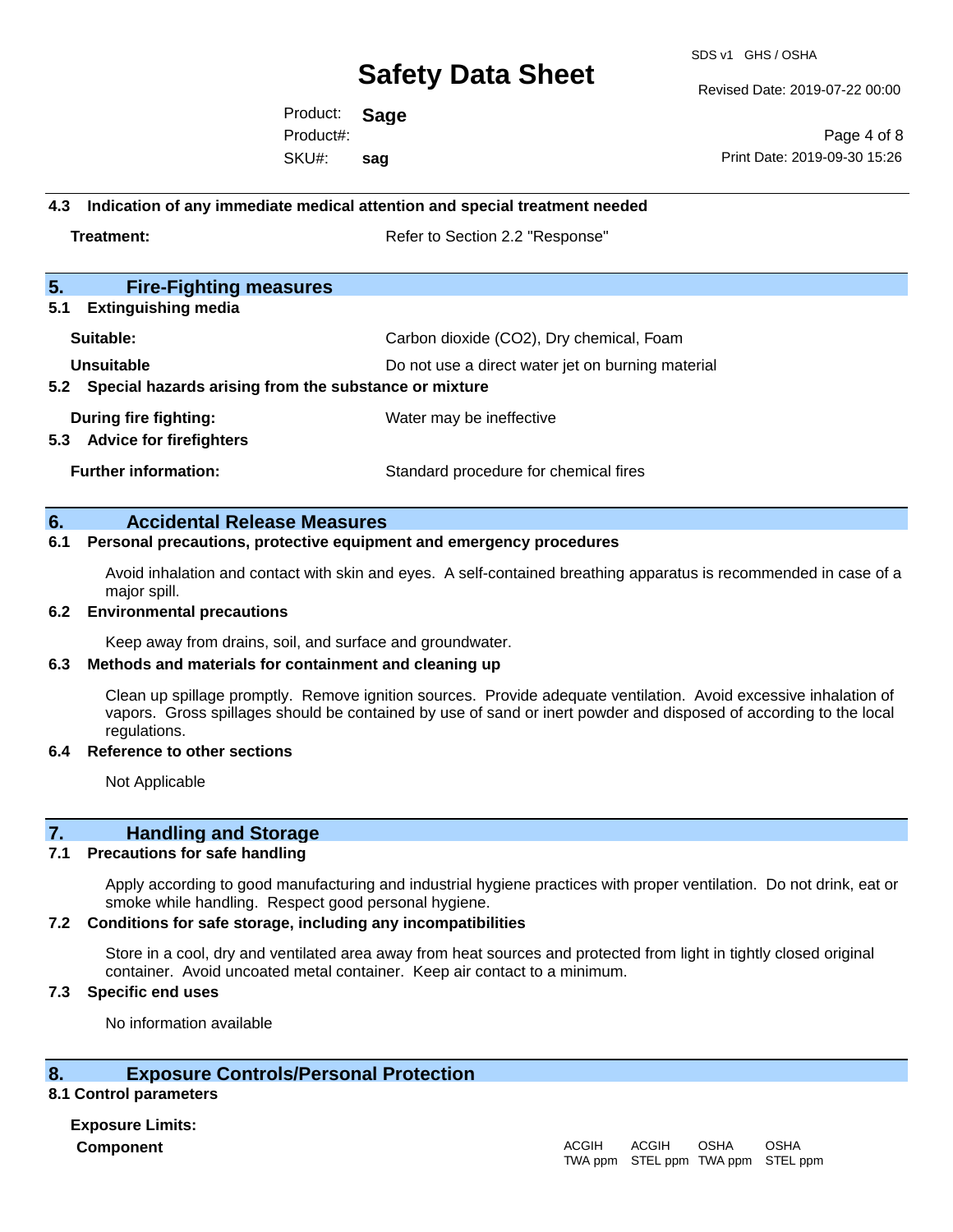### 4.3 Indication of any immediate medical attention and special treatment needed

**Treatment:** Refer to Section 2.2 "Response"

## 5. Fire-Fighting measures

### 5.1 Extinguishing media

**Suitable:** Carbon dioxide ($CO_2$), Dry chemical, Foam

**Unsuitable** Do not use a direct water jet on burning material

### 5.2 Special hazards arising from the substance or mixture

**During fire fighting:** Water may be ineffective

### 5.3 Advice for firefighters

**Further information:** Standard procedure for chemical fires

## 6. Accidental Release Measures

### 6.1 Personal precautions, protective equipment and emergency procedures

Avoid inhalation and contact with skin and eyes. A self-contained breathing apparatus is recommended in case of a major spill.

### 6.2 Environmental precautions

Keep away from drains, soil, and surface and groundwater.

### 6.3 Methods and materials for containment and cleaning up

Clean up spillage promptly. Remove ignition sources. Provide adequate ventilation. Avoid excessive inhalation of vapors. Gross spillages should be contained by use of sand or inert powder and disposed of according to the local regulations.

### 6.4 Reference to other sections

Not Applicable

## 7. Handling and Storage

### 7.1 Precautions for safe handling

Apply according to good manufacturing and industrial hygiene practices with proper ventilation. Do not drink, eat or smoke while handling. Respect good personal hygiene.

### 7.2 Conditions for safe storage, including any incompatibilities

Store in a cool, dry and ventilated area away from heat sources and protected from light in tightly closed original container. Avoid uncoated metal container. Keep air contact to a minimum.

### 7.3 Specific end uses

No information available

## 8. Exposure Controls/Personal Protection

### 8.1 Control parameters

**Exposure Limits:**

| Component | ACGIH TWA ppm | ACGIH STEL ppm | OSHA TWA ppm | OSHA STEL ppm |
|---|---|---|---|---|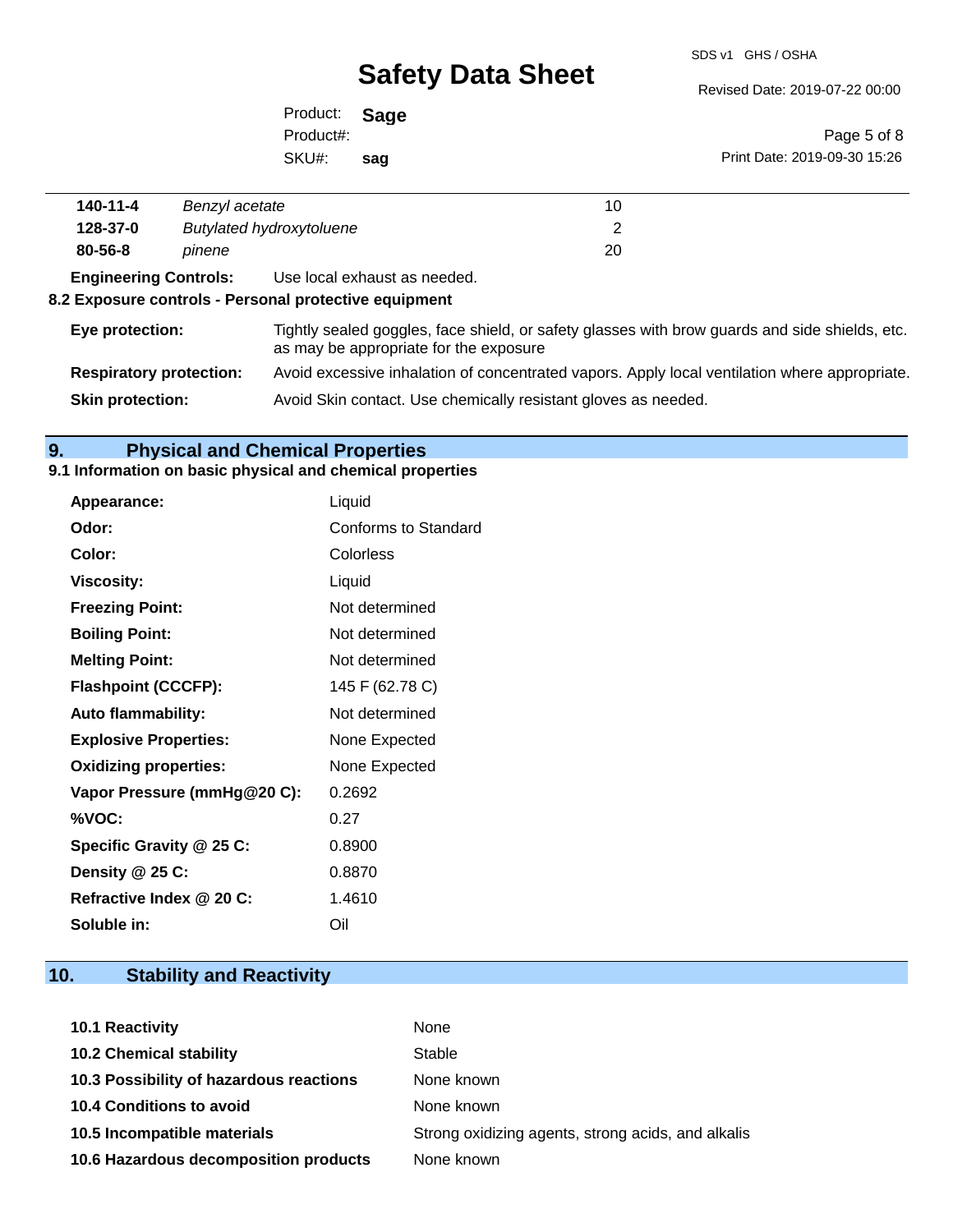| | | |
|---|---|---|
| **140-11-4** | *Benzyl acetate* | 10 |
| **128-37-0** | *Butylated hydroxytoluene* | 2 |
| **80-56-8** | *pinene* | 20 |

**Engineering Controls:** Use local exhaust as needed.

**8.2 Exposure controls - Personal protective equipment**

| | |
|---|---|
| **Eye protection:** | Tightly sealed goggles, face shield, or safety glasses with brow guards and side shields, etc. as may be appropriate for the exposure |
| **Respiratory protection:** | Avoid excessive inhalation of concentrated vapors. Apply local ventilation where appropriate. |
| **Skin protection:** | Avoid Skin contact. Use chemically resistant gloves as needed. |

## 9. Physical and Chemical Properties

**9.1 Information on basic physical and chemical properties**

| | |
|---|---|
| **Appearance:** | Liquid |
| **Odor:** | Conforms to Standard |
| **Color:** | Colorless |
| **Viscosity:** | Liquid |
| **Freezing Point:** | Not determined |
| **Boiling Point:** | Not determined |
| **Melting Point:** | Not determined |
| **Flashpoint (CCCFP):** | 145 F (62.78 C) |
| **Auto flammability:** | Not determined |
| **Explosive Properties:** | None Expected |
| **Oxidizing properties:** | None Expected |
| **Vapor Pressure (mmHg@20 C):** | 0.2692 |
| **%VOC:** | 0.27 |
| **Specific Gravity @ 25 C:** | 0.8900 |
| **Density @ 25 C:** | 0.8870 |
| **Refractive Index @ 20 C:** | 1.4610 |
| **Soluble in:** | Oil |

## 10. Stability and Reactivity

| | |
|---|---|
| **10.1 Reactivity** | None |
| **10.2 Chemical stability** | Stable |
| **10.3 Possibility of hazardous reactions** | None known |
| **10.4 Conditions to avoid** | None known |
| **10.5 Incompatible materials** | Strong oxidizing agents, strong acids, and alkalis |
| **10.6 Hazardous decomposition products** | None known |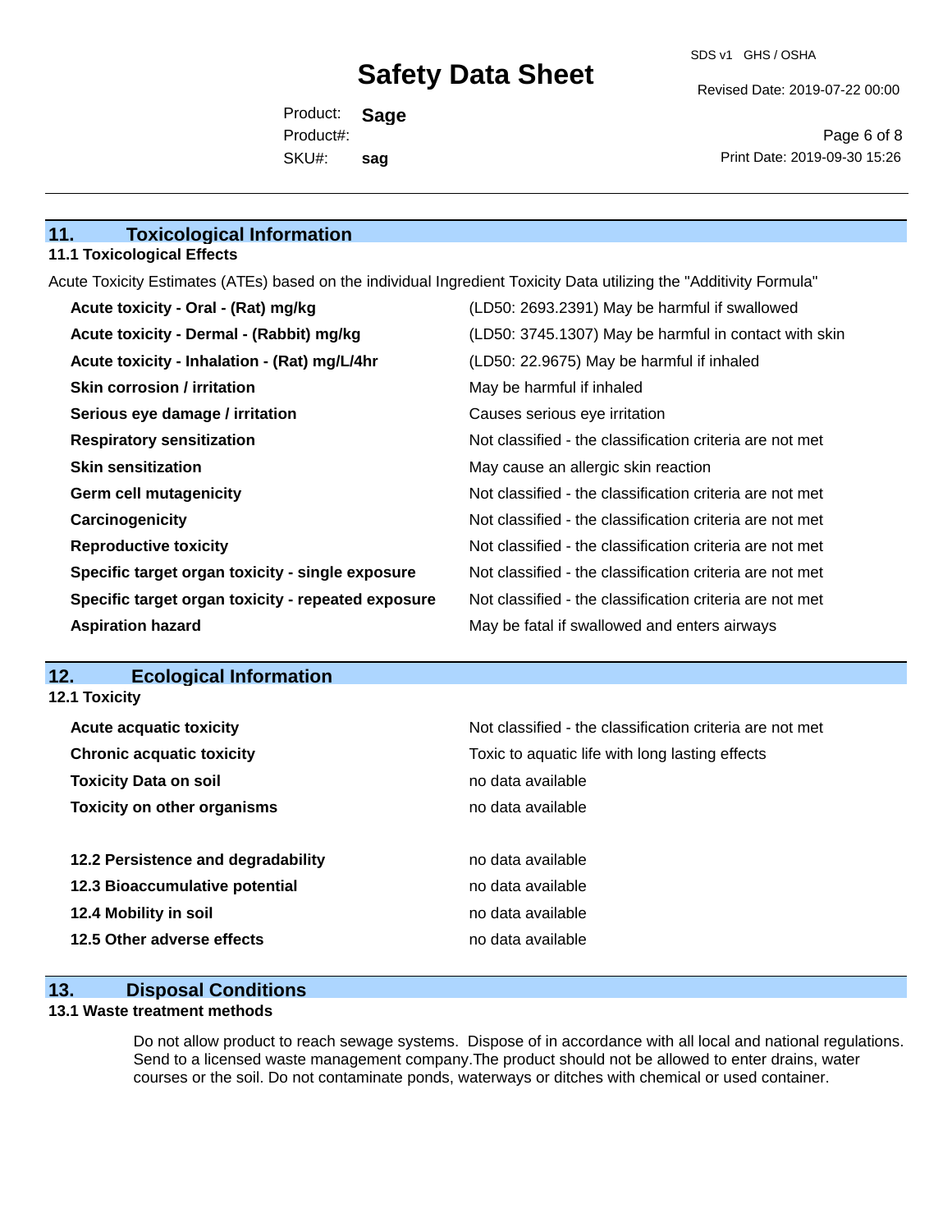## 11. Toxicological Information

### 11.1 Toxicological Effects

Acute Toxicity Estimates (ATEs) based on the individual Ingredient Toxicity Data utilizing the "Additivity Formula"

| | |
|---|---|
| **Acute toxicity - Oral - (Rat) mg/kg** | (LD50: 2693.2391) May be harmful if swallowed |
| **Acute toxicity - Dermal - (Rabbit) mg/kg** | (LD50: 3745.1307) May be harmful in contact with skin |
| **Acute toxicity - Inhalation - (Rat) mg/L/4hr** | (LD50: 22.9675) May be harmful if inhaled |
| **Skin corrosion / irritation** | May be harmful if inhaled |
| **Serious eye damage / irritation** | Causes serious eye irritation |
| **Respiratory sensitization** | Not classified - the classification criteria are not met |
| **Skin sensitization** | May cause an allergic skin reaction |
| **Germ cell mutagenicity** | Not classified - the classification criteria are not met |
| **Carcinogenicity** | Not classified - the classification criteria are not met |
| **Reproductive toxicity** | Not classified - the classification criteria are not met |
| **Specific target organ toxicity - single exposure** | Not classified - the classification criteria are not met |
| **Specific target organ toxicity - repeated exposure** | Not classified - the classification criteria are not met |
| **Aspiration hazard** | May be fatal if swallowed and enters airways |

## 12. Ecological Information

### 12.1 Toxicity

| | |
|---|---|
| **Acute acquatic toxicity** | Not classified - the classification criteria are not met |
| **Chronic acquatic toxicity** | Toxic to aquatic life with long lasting effects |
| **Toxicity Data on soil** | no data available |
| **Toxicity on other organisms** | no data available |

| | |
|---|---|
| **12.2 Persistence and degradability** | no data available |
| **12.3 Bioaccumulative potential** | no data available |
| **12.4 Mobility in soil** | no data available |
| **12.5 Other adverse effects** | no data available |

## 13. Disposal Conditions

### 13.1 Waste treatment methods

Do not allow product to reach sewage systems. Dispose of in accordance with all local and national regulations. Send to a licensed waste management company.The product should not be allowed to enter drains, water courses or the soil. Do not contaminate ponds, waterways or ditches with chemical or used container.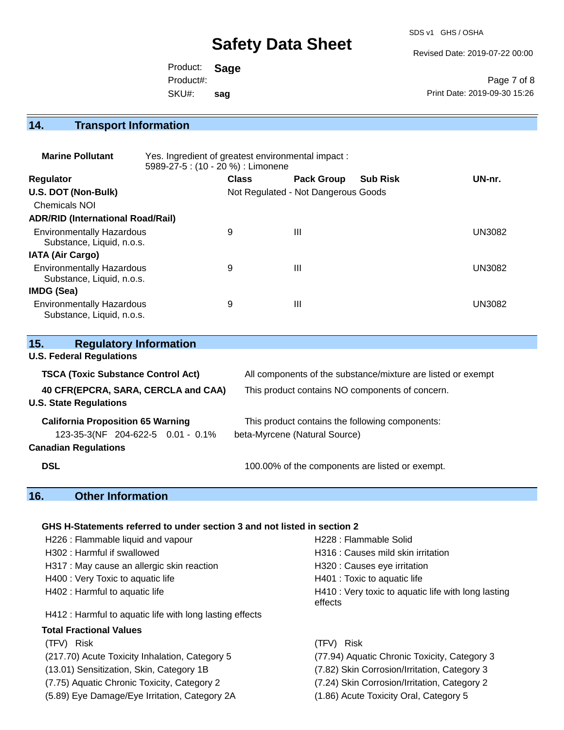# Safety Data Sheet

Product: **Sage**
Product#:
SKU#: **sag**

## 14. Transport Information

**Marine Pollutant** Yes. Ingredient of greatest environmental impact : 5989-27-5 : (10 - 20 %) : Limonene

| Regulator | Class | Pack Group | Sub Risk | UN-nr. |
|---|---|---|---|---|
| **U.S. DOT (Non-Bulk)** | Not Regulated - Not Dangerous Goods | | | |
| Chemicals NOI | | | | |
| **ADR/RID (International Road/Rail)** | | | | |
| Environmentally Hazardous Substance, Liquid, n.o.s. | 9 | III | | UN3082 |
| **IATA (Air Cargo)** | | | | |
| Environmentally Hazardous Substance, Liquid, n.o.s. | 9 | III | | UN3082 |
| **IMDG (Sea)** | | | | |
| Environmentally Hazardous Substance, Liquid, n.o.s. | 9 | III | | UN3082 |

## 15. Regulatory Information

**U.S. Federal Regulations**

**TSCA (Toxic Substance Control Act)** All components of the substance/mixture are listed or exempt

**40 CFR(EPCRA, SARA, CERCLA and CAA)** This product contains NO components of concern.

**U.S. State Regulations**

**California Proposition 65 Warning** This product contains the following components:

123-35-3(NF 204-622-5 0.01 - 0.1% beta-Myrcene (Natural Source)

**Canadian Regulations**

**DSL** 100.00% of the components are listed or exempt.

## 16. Other Information

**GHS H-Statements referred to under section 3 and not listed in section 2**

H226 : Flammable liquid and vapour
H228 : Flammable Solid
H302 : Harmful if swallowed
H316 : Causes mild skin irritation
H317 : May cause an allergic skin reaction
H320 : Causes eye irritation
H400 : Very Toxic to aquatic life
H401 : Toxic to aquatic life
H402 : Harmful to aquatic life
H410 : Very toxic to aquatic life with long lasting effects
H412 : Harmful to aquatic life with long lasting effects

**Total Fractional Values**

(TFV) Risk
(217.70) Acute Toxicity Inhalation, Category 5
(13.01) Sensitization, Skin, Category 1B
(7.75) Aquatic Chronic Toxicity, Category 2
(5.89) Eye Damage/Eye Irritation, Category 2A

(TFV) Risk
(77.94) Aquatic Chronic Toxicity, Category 3
(7.82) Skin Corrosion/Irritation, Category 3
(7.24) Skin Corrosion/Irritation, Category 2
(1.86) Acute Toxicity Oral, Category 5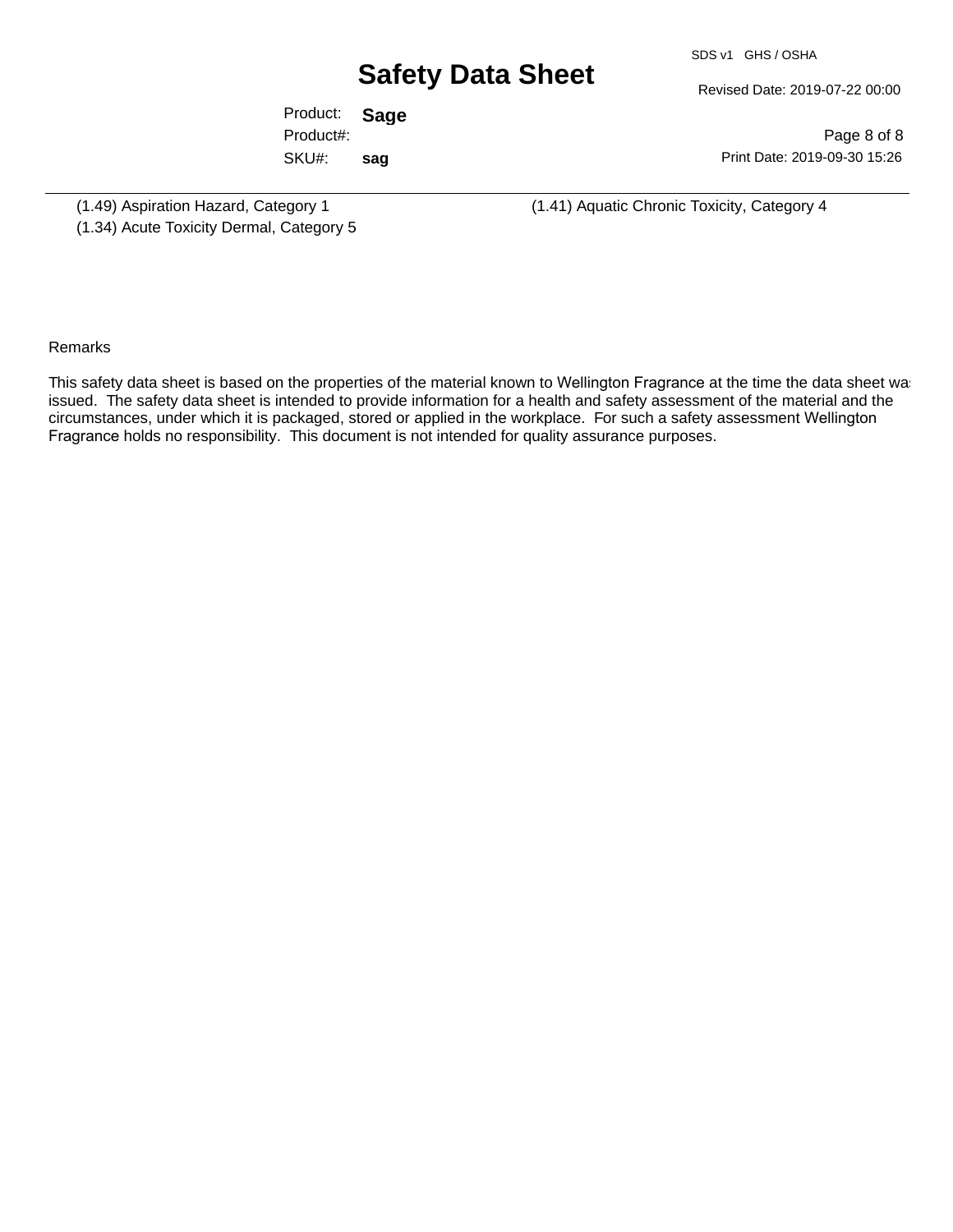(1.49) Aspiration Hazard, Category 1

(1.34) Acute Toxicity Dermal, Category 5

(1.41) Aquatic Chronic Toxicity, Category 4

Remarks

This safety data sheet is based on the properties of the material known to Wellington Fragrance at the time the data sheet was issued. The safety data sheet is intended to provide information for a health and safety assessment of the material and the circumstances, under which it is packaged, stored or applied in the workplace. For such a safety assessment Wellington Fragrance holds no responsibility. This document is not intended for quality assurance purposes.